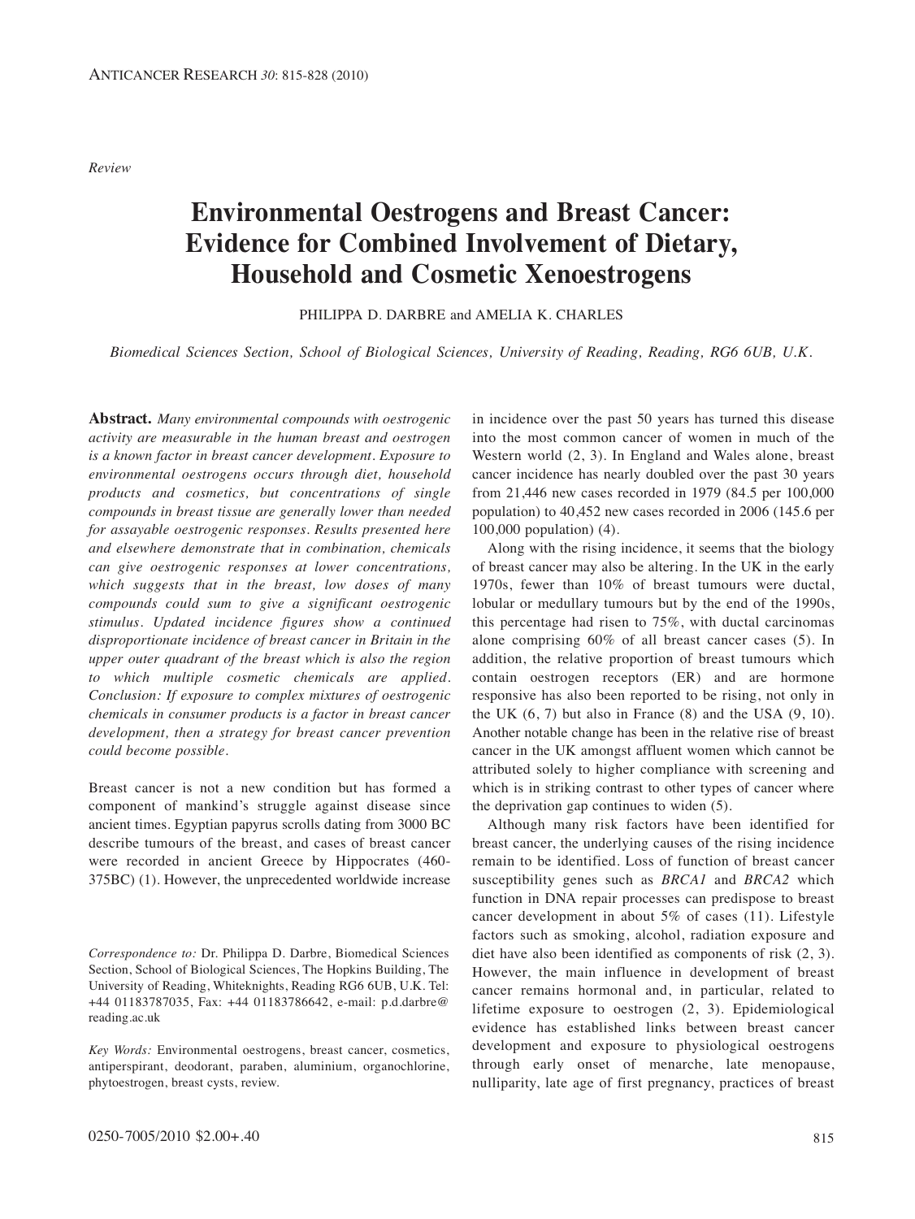*Review*

# Environmental Oestrogens and Breast Cancer: Evidence for Combined Involvement of Dietary, Household and Cosmetic Xenoestrogens

PHILIPPA D. DARBRE and AMELIA K. CHARLES

*Biomedical Sciences Section, School of Biological Sciences, University of Reading, Reading, RG6 6UB, U.K.*

**Abstract.** *Many environmental compounds with oestrogenic activity are measurable in the human breast and oestrogen is a known factor in breast cancer development. Exposure to environmental oestrogens occurs through diet, household products and cosmetics, but concentrations of single compounds in breast tissue are generally lower than needed for assayable oestrogenic responses. Results presented here and elsewhere demonstrate that in combination, chemicals can give oestrogenic responses at lower concentrations, which suggests that in the breast, low doses of many compounds could sum to give a significant oestrogenic stimulus. Updated incidence figures show a continued disproportionate incidence of breast cancer in Britain in the upper outer quadrant of the breast which is also the region to which multiple cosmetic chemicals are applied. Conclusion: If exposure to complex mixtures of oestrogenic chemicals in consumer products is a factor in breast cancer development, then a strategy for breast cancer prevention could become possible.*

Breast cancer is not a new condition but has formed a component of mankind's struggle against disease since ancient times. Egyptian papyrus scrolls dating from 3000 BC describe tumours of the breast, and cases of breast cancer were recorded in ancient Greece by Hippocrates (460-375BC) (1). However, the unprecedented worldwide increase in incidence over the past 50 years has turned this disease into the most common cancer of women in much of the Western world (2, 3). In England and Wales alone, breast cancer incidence has nearly doubled over the past 30 years from 21,446 new cases recorded in 1979 (84.5 per 100,000 population) to 40,452 new cases recorded in 2006 (145.6 per 100,000 population) (4).

Along with the rising incidence, it seems that the biology of breast cancer may also be altering. In the UK in the early 1970s, fewer than 10% of breast tumours were ductal, lobular or medullary tumours but by the end of the 1990s, this percentage had risen to 75%, with ductal carcinomas alone comprising 60% of all breast cancer cases (5). In addition, the relative proportion of breast tumours which contain oestrogen receptors (ER) and are hormone responsive has also been reported to be rising, not only in the UK (6, 7) but also in France (8) and the USA (9, 10). Another notable change has been in the relative rise of breast cancer in the UK amongst affluent women which cannot be attributed solely to higher compliance with screening and which is in striking contrast to other types of cancer where the deprivation gap continues to widen (5).

Although many risk factors have been identified for breast cancer, the underlying causes of the rising incidence remain to be identified. Loss of function of breast cancer susceptibility genes such as *BRCA1* and *BRCA2* which function in DNA repair processes can predispose to breast cancer development in about 5% of cases (11). Lifestyle factors such as smoking, alcohol, radiation exposure and diet have also been identified as components of risk (2, 3). However, the main influence in development of breast cancer remains hormonal and, in particular, related to lifetime exposure to oestrogen (2, 3). Epidemiological evidence has established links between breast cancer development and exposure to physiological oestrogens through early onset of menarche, late menopause, nulliparity, late age of first pregnancy, practices of breast

*Correspondence to:* Dr. Philippa D. Darbre, Biomedical Sciences Section, School of Biological Sciences, The Hopkins Building, The University of Reading, Whiteknights, Reading RG6 6UB, U.K. Tel: +44 01183787035, Fax: +44 01183786642, e-mail: p.d.darbre@reading.ac.uk

*Key Words:* Environmental oestrogens, breast cancer, cosmetics, antiperspirant, deodorant, paraben, aluminium, organochlorine, phytoestrogen, breast cysts, review.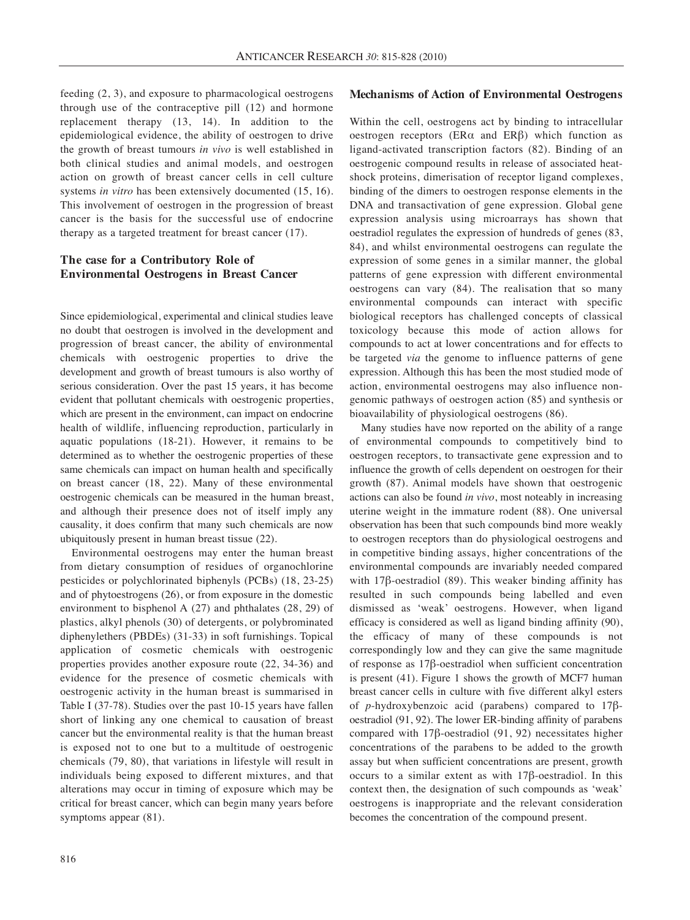feeding (2, 3), and exposure to pharmacological oestrogens through use of the contraceptive pill (12) and hormone replacement therapy (13, 14). In addition to the epidemiological evidence, the ability of oestrogen to drive the growth of breast tumours *in vivo* is well established in both clinical studies and animal models, and oestrogen action on growth of breast cancer cells in cell culture systems *in vitro* has been extensively documented (15, 16). This involvement of oestrogen in the progression of breast cancer is the basis for the successful use of endocrine therapy as a targeted treatment for breast cancer (17).

## The case for a Contributory Role of Environmental Oestrogens in Breast Cancer

Since epidemiological, experimental and clinical studies leave no doubt that oestrogen is involved in the development and progression of breast cancer, the ability of environmental chemicals with oestrogenic properties to drive the development and growth of breast tumours is also worthy of serious consideration. Over the past 15 years, it has become evident that pollutant chemicals with oestrogenic properties, which are present in the environment, can impact on endocrine health of wildlife, influencing reproduction, particularly in aquatic populations (18-21). However, it remains to be determined as to whether the oestrogenic properties of these same chemicals can impact on human health and specifically on breast cancer (18, 22). Many of these environmental oestrogenic chemicals can be measured in the human breast, and although their presence does not of itself imply any causality, it does confirm that many such chemicals are now ubiquitously present in human breast tissue (22).

Environmental oestrogens may enter the human breast from dietary consumption of residues of organochlorine pesticides or polychlorinated biphenyls (PCBs) (18, 23-25) and of phytoestrogens (26), or from exposure in the domestic environment to bisphenol A (27) and phthalates (28, 29) of plastics, alkyl phenols (30) of detergents, or polybrominated diphenylethers (PBDEs) (31-33) in soft furnishings. Topical application of cosmetic chemicals with oestrogenic properties provides another exposure route (22, 34-36) and evidence for the presence of cosmetic chemicals with oestrogenic activity in the human breast is summarised in Table I (37-78). Studies over the past 10-15 years have fallen short of linking any one chemical to causation of breast cancer but the environmental reality is that the human breast is exposed not to one but to a multitude of oestrogenic chemicals (79, 80), that variations in lifestyle will result in individuals being exposed to different mixtures, and that alterations may occur in timing of exposure which may be critical for breast cancer, which can begin many years before symptoms appear (81).

## Mechanisms of Action of Environmental Oestrogens

Within the cell, oestrogens act by binding to intracellular oestrogen receptors (ERα and ERβ) which function as ligand-activated transcription factors (82). Binding of an oestrogenic compound results in release of associated heat-shock proteins, dimerisation of receptor ligand complexes, binding of the dimers to oestrogen response elements in the DNA and transactivation of gene expression. Global gene expression analysis using microarrays has shown that oestradiol regulates the expression of hundreds of genes (83, 84), and whilst environmental oestrogens can regulate the expression of some genes in a similar manner, the global patterns of gene expression with different environmental oestrogens can vary (84). The realisation that so many environmental compounds can interact with specific biological receptors has challenged concepts of classical toxicology because this mode of action allows for compounds to act at lower concentrations and for effects to be targeted *via* the genome to influence patterns of gene expression. Although this has been the most studied mode of action, environmental oestrogens may also influence non-genomic pathways of oestrogen action (85) and synthesis or bioavailability of physiological oestrogens (86).

Many studies have now reported on the ability of a range of environmental compounds to competitively bind to oestrogen receptors, to transactivate gene expression and to influence the growth of cells dependent on oestrogen for their growth (87). Animal models have shown that oestrogenic actions can also be found *in vivo*, most noteably in increasing uterine weight in the immature rodent (88). One universal observation has been that such compounds bind more weakly to oestrogen receptors than do physiological oestrogens and in competitive binding assays, higher concentrations of the environmental compounds are invariably needed compared with 17β-oestradiol (89). This weaker binding affinity has resulted in such compounds being labelled and even dismissed as 'weak' oestrogens. However, when ligand efficacy is considered as well as ligand binding affinity (90), the efficacy of many of these compounds is not correspondingly low and they can give the same magnitude of response as 17β-oestradiol when sufficient concentration is present (41). Figure 1 shows the growth of MCF7 human breast cancer cells in culture with five different alkyl esters of *p*-hydroxybenzoic acid (parabens) compared to 17β-oestradiol (91, 92). The lower ER-binding affinity of parabens compared with 17β-oestradiol (91, 92) necessitates higher concentrations of the parabens to be added to the growth assay but when sufficient concentrations are present, growth occurs to a similar extent as with 17β-oestradiol. In this context then, the designation of such compounds as 'weak' oestrogens is inappropriate and the relevant consideration becomes the concentration of the compound present.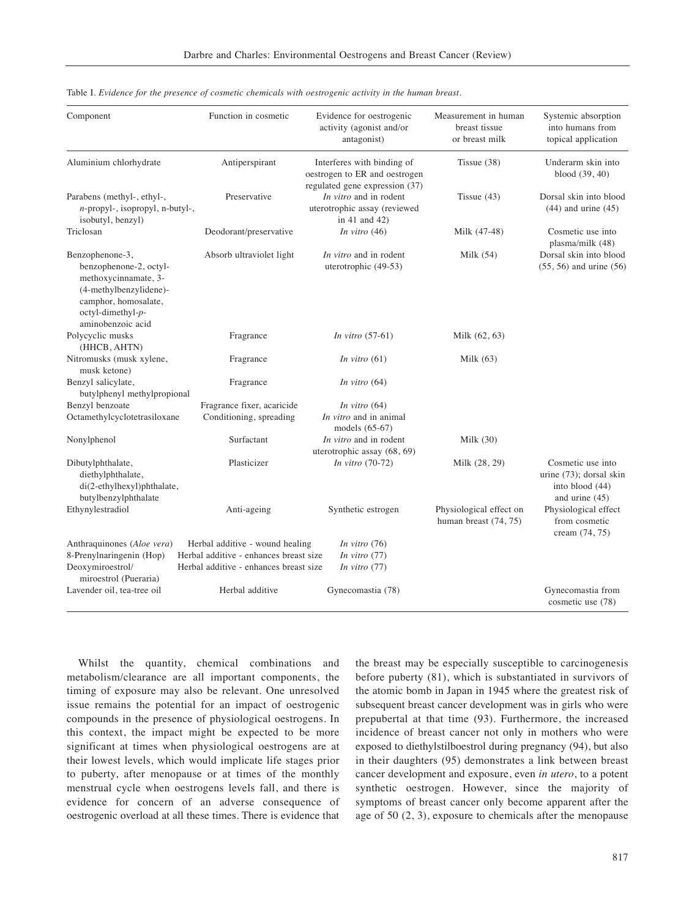Table I. *Evidence for the presence of cosmetic chemicals with oestrogenic activity in the human breast.*

| Component | Function in cosmetic | Evidence for oestrogenic activity (agonist and/or antagonist) | Measurement in human breast tissue or breast milk | Systemic absorption into humans from topical application |
|---|---|---|---|---|
| Aluminium chlorhydrate | Antiperspirant | Interferes with binding of oestrogen to ER and oestrogen regulated gene expression (37) | Tissue (38) | Underarm skin into blood (39, 40) |
| Parabens (methyl-, ethyl-, *n*-propyl-, isopropyl, n-butyl-, isobutyl, benzyl) | Preservative | *In vitro* and in rodent uterotrophic assay (reviewed in 41 and 42) | Tissue (43) | Dorsal skin into blood (44) and urine (45) |
| Triclosan | Deodorant/preservative | *In vitro* (46) | Milk (47-48) | Cosmetic use into plasma/milk (48) |
| Benzophenone-3, benzophenone-2, octyl-methoxycinnamate, 3-(4-methylbenzylidene)-camphor, homosalate, octyl-dimethyl-*p*-aminobenzoic acid | Absorb ultraviolet light | *In vitro* and in rodent uterotrophic (49-53) | Milk (54) | Dorsal skin into blood (55, 56) and urine (56) |
| Polycyclic musks (HHCB, AHTN) | Fragrance | *In vitro* (57-61) | Milk (62, 63) | |
| Nitromusks (musk xylene, musk ketone) | Fragrance | *In vitro* (61) | Milk (63) | |
| Benzyl salicylate, butylphenyl methylpropional | Fragrance | *In vitro* (64) | | |
| Benzyl benzoate | Fragrance fixer, acaricide | *In vitro* (64) | | |
| Octamethylcyclotetrasiloxane | Conditioning, spreading | *In vitro* and in animal models (65-67) | | |
| Nonylphenol | Surfactant | *In vitro* and in rodent uterotrophic assay (68, 69) | Milk (30) | |
| Dibutylphthalate, diethylphthalate, di(2-ethylhexyl)phthalate, butylbenzylphthalate | Plasticizer | *In vitro* (70-72) | Milk (28, 29) | Cosmetic use into urine (73); dorsal skin into blood (44) and urine (45) |
| Ethynylestradiol | Anti-ageing | Synthetic estrogen | Physiological effect on human breast (74, 75) | Physiological effect from cosmetic cream (74, 75) |
| Anthraquinones (*Aloe vera*) | Herbal additive - wound healing | *In vitro* (76) | | |
| 8-Prenylnaringenin (Hop) | Herbal additive - enhances breast size | *In vitro* (77) | | |
| Deoxymiroestrol/ miroestrol (Pueraria) | Herbal additive - enhances breast size | *In vitro* (77) | | |
| Lavender oil, tea-tree oil | Herbal additive | Gynecomastia (78) | | Gynecomastia from cosmetic use (78) |

Whilst the quantity, chemical combinations and metabolism/clearance are all important components, the timing of exposure may also be relevant. One unresolved issue remains the potential for an impact of oestrogenic compounds in the presence of physiological oestrogens. In this context, the impact might be expected to be more significant at times when physiological oestrogens are at their lowest levels, which would implicate life stages prior to puberty, after menopause or at times of the monthly menstrual cycle when oestrogens levels fall, and there is evidence for concern of an adverse consequence of oestrogenic overload at all these times. There is evidence that the breast may be especially susceptible to carcinogenesis before puberty (81), which is substantiated in survivors of the atomic bomb in Japan in 1945 where the greatest risk of subsequent breast cancer development was in girls who were prepubertal at that time (93). Furthermore, the increased incidence of breast cancer not only in mothers who were exposed to diethylstilboestrol during pregnancy (94), but also in their daughters (95) demonstrates a link between breast cancer development and exposure, even *in utero*, to a potent synthetic oestrogen. However, since the majority of symptoms of breast cancer only become apparent after the age of 50 (2, 3), exposure to chemicals after the menopause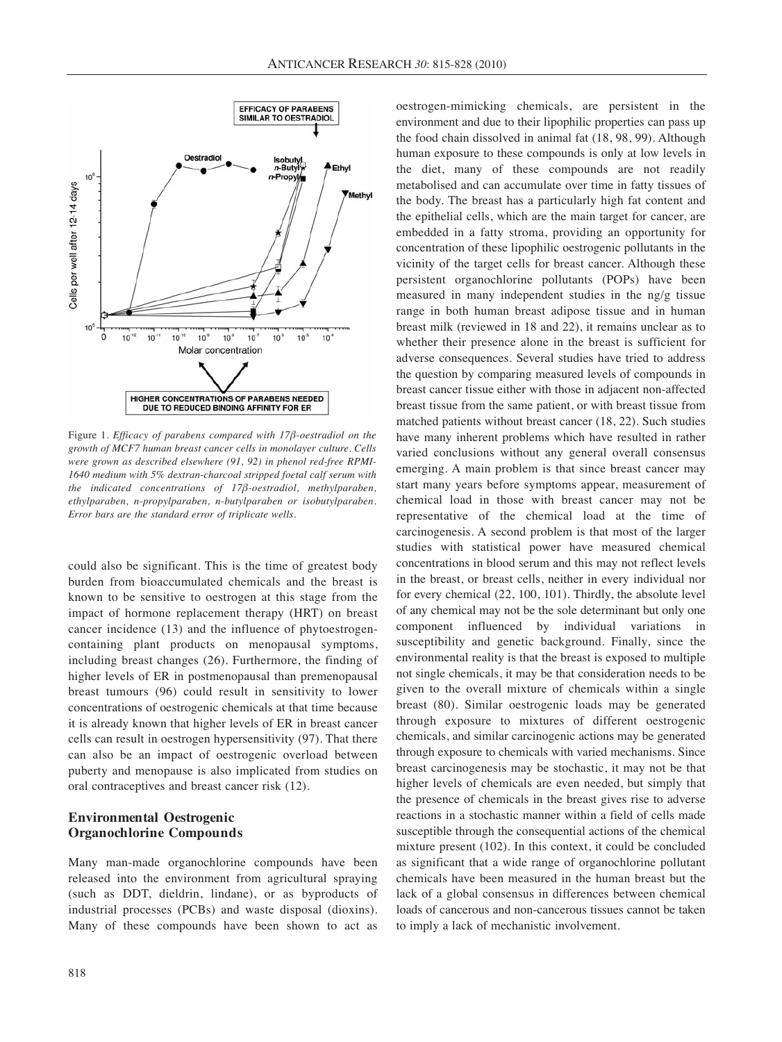Figure 1. *Efficacy of parabens compared with 17β-oestradiol on the growth of MCF7 human breast cancer cells in monolayer culture. Cells were grown as described elsewhere (91, 92) in phenol red-free RPMI-1640 medium with 5% dextran-charcoal stripped foetal calf serum with the indicated concentrations of 17β-oestradiol, methylparaben, ethylparaben, n-propylparaben, n-butylparaben or isobutylparaben. Error bars are the standard error of triplicate wells.*

could also be significant. This is the time of greatest body burden from bioaccumulated chemicals and the breast is known to be sensitive to oestrogen at this stage from the impact of hormone replacement therapy (HRT) on breast cancer incidence (13) and the influence of phytoestrogen-containing plant products on menopausal symptoms, including breast changes (26). Furthermore, the finding of higher levels of ER in postmenopausal than premenopausal breast tumours (96) could result in sensitivity to lower concentrations of oestrogenic chemicals at that time because it is already known that higher levels of ER in breast cancer cells can result in oestrogen hypersensitivity (97). That there can also be an impact of oestrogenic overload between puberty and menopause is also implicated from studies on oral contraceptives and breast cancer risk (12).

## Environmental Oestrogenic Organochlorine Compounds

Many man-made organochlorine compounds have been released into the environment from agricultural spraying (such as DDT, dieldrin, lindane), or as byproducts of industrial processes (PCBs) and waste disposal (dioxins). Many of these compounds have been shown to act as oestrogen-mimicking chemicals, are persistent in the environment and due to their lipophilic properties can pass up the food chain dissolved in animal fat (18, 98, 99). Although human exposure to these compounds is only at low levels in the diet, many of these compounds are not readily metabolised and can accumulate over time in fatty tissues of the body. The breast has a particularly high fat content and the epithelial cells, which are the main target for cancer, are embedded in a fatty stroma, providing an opportunity for concentration of these lipophilic oestrogenic pollutants in the vicinity of the target cells for breast cancer. Although these persistent organochlorine pollutants (POPs) have been measured in many independent studies in the ng/g tissue range in both human breast adipose tissue and in human breast milk (reviewed in 18 and 22), it remains unclear as to whether their presence alone in the breast is sufficient for adverse consequences. Several studies have tried to address the question by comparing measured levels of compounds in breast cancer tissue either with those in adjacent non-affected breast tissue from the same patient, or with breast tissue from matched patients without breast cancer (18, 22). Such studies have many inherent problems which have resulted in rather varied conclusions without any general overall consensus emerging. A main problem is that since breast cancer may start many years before symptoms appear, measurement of chemical load in those with breast cancer may not be representative of the chemical load at the time of carcinogenesis. A second problem is that most of the larger studies with statistical power have measured chemical concentrations in blood serum and this may not reflect levels in the breast, or breast cells, neither in every individual nor for every chemical (22, 100, 101). Thirdly, the absolute level of any chemical may not be the sole determinant but only one component influenced by individual variations in susceptibility and genetic background. Finally, since the environmental reality is that the breast is exposed to multiple not single chemicals, it may be that consideration needs to be given to the overall mixture of chemicals within a single breast (80). Similar oestrogenic loads may be generated through exposure to mixtures of different oestrogenic chemicals, and similar carcinogenic actions may be generated through exposure to chemicals with varied mechanisms. Since breast carcinogenesis may be stochastic, it may not be that higher levels of chemicals are even needed, but simply that the presence of chemicals in the breast gives rise to adverse reactions in a stochastic manner within a field of cells made susceptible through the consequential actions of the chemical mixture present (102). In this context, it could be concluded as significant that a wide range of organochlorine pollutant chemicals have been measured in the human breast but the lack of a global consensus in differences between chemical loads of cancerous and non-cancerous tissues cannot be taken to imply a lack of mechanistic involvement.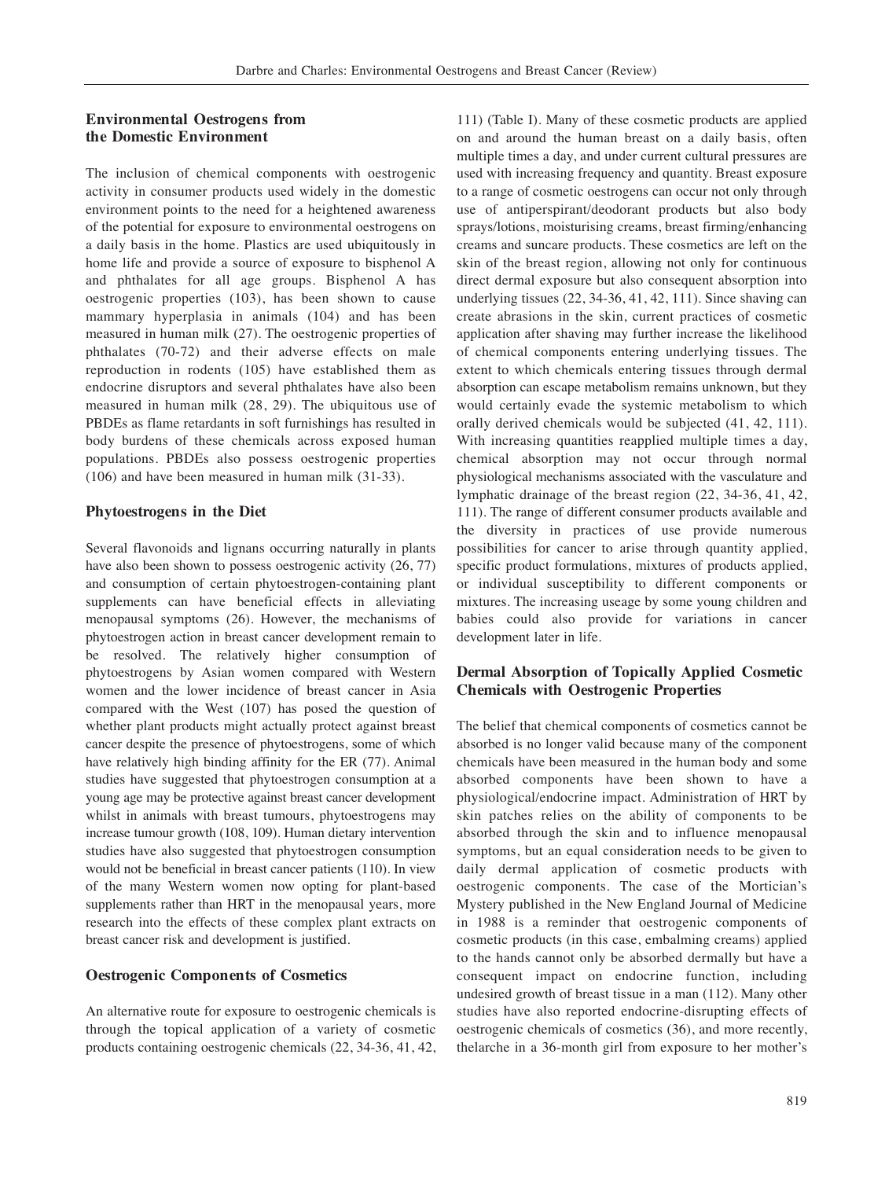## Environmental Oestrogens from the Domestic Environment

The inclusion of chemical components with oestrogenic activity in consumer products used widely in the domestic environment points to the need for a heightened awareness of the potential for exposure to environmental oestrogens on a daily basis in the home. Plastics are used ubiquitously in home life and provide a source of exposure to bisphenol A and phthalates for all age groups. Bisphenol A has oestrogenic properties (103), has been shown to cause mammary hyperplasia in animals (104) and has been measured in human milk (27). The oestrogenic properties of phthalates (70-72) and their adverse effects on male reproduction in rodents (105) have established them as endocrine disruptors and several phthalates have also been measured in human milk (28, 29). The ubiquitous use of PBDEs as flame retardants in soft furnishings has resulted in body burdens of these chemicals across exposed human populations. PBDEs also possess oestrogenic properties (106) and have been measured in human milk (31-33).

## Phytoestrogens in the Diet

Several flavonoids and lignans occurring naturally in plants have also been shown to possess oestrogenic activity (26, 77) and consumption of certain phytoestrogen-containing plant supplements can have beneficial effects in alleviating menopausal symptoms (26). However, the mechanisms of phytoestrogen action in breast cancer development remain to be resolved. The relatively higher consumption of phytoestrogens by Asian women compared with Western women and the lower incidence of breast cancer in Asia compared with the West (107) has posed the question of whether plant products might actually protect against breast cancer despite the presence of phytoestrogens, some of which have relatively high binding affinity for the ER (77). Animal studies have suggested that phytoestrogen consumption at a young age may be protective against breast cancer development whilst in animals with breast tumours, phytoestrogens may increase tumour growth (108, 109). Human dietary intervention studies have also suggested that phytoestrogen consumption would not be beneficial in breast cancer patients (110). In view of the many Western women now opting for plant-based supplements rather than HRT in the menopausal years, more research into the effects of these complex plant extracts on breast cancer risk and development is justified.

## Oestrogenic Components of Cosmetics

An alternative route for exposure to oestrogenic chemicals is through the topical application of a variety of cosmetic products containing oestrogenic chemicals (22, 34-36, 41, 42, 111) (Table I). Many of these cosmetic products are applied on and around the human breast on a daily basis, often multiple times a day, and under current cultural pressures are used with increasing frequency and quantity. Breast exposure to a range of cosmetic oestrogens can occur not only through use of antiperspirant/deodorant products but also body sprays/lotions, moisturising creams, breast firming/enhancing creams and suncare products. These cosmetics are left on the skin of the breast region, allowing not only for continuous direct dermal exposure but also consequent absorption into underlying tissues (22, 34-36, 41, 42, 111). Since shaving can create abrasions in the skin, current practices of cosmetic application after shaving may further increase the likelihood of chemical components entering underlying tissues. The extent to which chemicals entering tissues through dermal absorption can escape metabolism remains unknown, but they would certainly evade the systemic metabolism to which orally derived chemicals would be subjected (41, 42, 111). With increasing quantities reapplied multiple times a day, chemical absorption may not occur through normal physiological mechanisms associated with the vasculature and lymphatic drainage of the breast region (22, 34-36, 41, 42, 111). The range of different consumer products available and the diversity in practices of use provide numerous possibilities for cancer to arise through quantity applied, specific product formulations, mixtures of products applied, or individual susceptibility to different components or mixtures. The increasing useage by some young children and babies could also provide for variations in cancer development later in life.

## Dermal Absorption of Topically Applied Cosmetic Chemicals with Oestrogenic Properties

The belief that chemical components of cosmetics cannot be absorbed is no longer valid because many of the component chemicals have been measured in the human body and some absorbed components have been shown to have a physiological/endocrine impact. Administration of HRT by skin patches relies on the ability of components to be absorbed through the skin and to influence menopausal symptoms, but an equal consideration needs to be given to daily dermal application of cosmetic products with oestrogenic components. The case of the Mortician's Mystery published in the New England Journal of Medicine in 1988 is a reminder that oestrogenic components of cosmetic products (in this case, embalming creams) applied to the hands cannot only be absorbed dermally but have a consequent impact on endocrine function, including undesired growth of breast tissue in a man (112). Many other studies have also reported endocrine-disrupting effects of oestrogenic chemicals of cosmetics (36), and more recently, thelarche in a 36-month girl from exposure to her mother's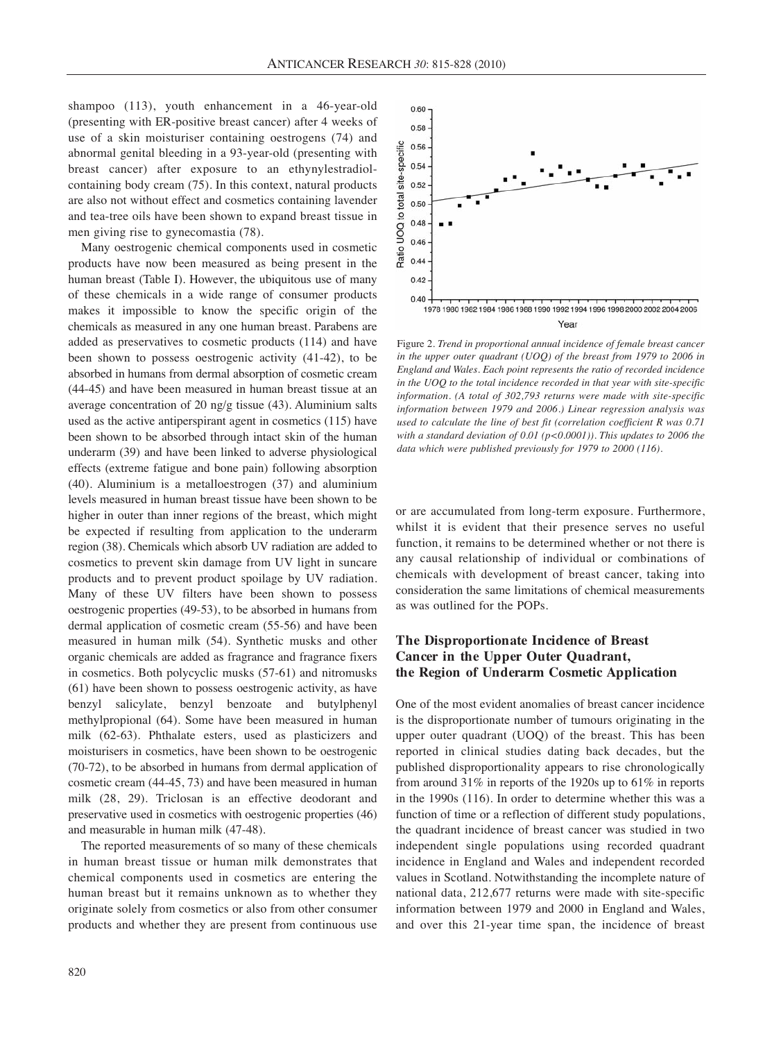shampoo (113), youth enhancement in a 46-year-old (presenting with ER-positive breast cancer) after 4 weeks of use of a skin moisturiser containing oestrogens (74) and abnormal genital bleeding in a 93-year-old (presenting with breast cancer) after exposure to an ethynylestradiol-containing body cream (75). In this context, natural products are also not without effect and cosmetics containing lavender and tea-tree oils have been shown to expand breast tissue in men giving rise to gynecomastia (78).

Many oestrogenic chemical components used in cosmetic products have now been measured as being present in the human breast (Table I). However, the ubiquitous use of many of these chemicals in a wide range of consumer products makes it impossible to know the specific origin of the chemicals as measured in any one human breast. Parabens are added as preservatives to cosmetic products (114) and have been shown to possess oestrogenic activity (41-42), to be absorbed in humans from dermal absorption of cosmetic cream (44-45) and have been measured in human breast tissue at an average concentration of 20 ng/g tissue (43). Aluminium salts used as the active antiperspirant agent in cosmetics (115) have been shown to be absorbed through intact skin of the human underarm (39) and have been linked to adverse physiological effects (extreme fatigue and bone pain) following absorption (40). Aluminium is a metalloestrogen (37) and aluminium levels measured in human breast tissue have been shown to be higher in outer than inner regions of the breast, which might be expected if resulting from application to the underarm region (38). Chemicals which absorb UV radiation are added to cosmetics to prevent skin damage from UV light in suncare products and to prevent product spoilage by UV radiation. Many of these UV filters have been shown to possess oestrogenic properties (49-53), to be absorbed in humans from dermal application of cosmetic cream (55-56) and have been measured in human milk (54). Synthetic musks and other organic chemicals are added as fragrance and fragrance fixers in cosmetics. Both polycyclic musks (57-61) and nitromusks (61) have been shown to possess oestrogenic activity, as have benzyl salicylate, benzyl benzoate and butylphenyl methylpropional (64). Some have been measured in human milk (62-63). Phthalate esters, used as plasticizers and moisturisers in cosmetics, have been shown to be oestrogenic (70-72), to be absorbed in humans from dermal application of cosmetic cream (44-45, 73) and have been measured in human milk (28, 29). Triclosan is an effective deodorant and preservative used in cosmetics with oestrogenic properties (46) and measurable in human milk (47-48).

The reported measurements of so many of these chemicals in human breast tissue or human milk demonstrate that chemical components used in cosmetics are entering the human breast but it remains unknown as to whether they originate solely from cosmetics or also from other consumer products and whether they are present from continuous use or are accumulated from long-term exposure. Furthermore, whilst it is evident that their presence serves no useful function, it remains to be determined whether or not there is any causal relationship of individual or combinations of chemicals with development of breast cancer, taking into consideration the same limitations of chemical measurements as was outlined for the POPs.

Figure 2. *Trend in proportional annual incidence of female breast cancer in the upper outer quadrant (UOQ) of the breast from 1979 to 2006 in England and Wales. Each point represents the ratio of recorded incidence in the UOQ to the total incidence recorded in that year with site-specific information. (A total of 302,793 returns were made with site-specific information between 1979 and 2006.) Linear regression analysis was used to calculate the line of best fit (correlation coefficient R was 0.71 with a standard deviation of 0.01 ($p<0.0001$)). This updates to 2006 the data which were published previously for 1979 to 2000 (116).*

## The Disproportionate Incidence of Breast Cancer in the Upper Outer Quadrant, the Region of Underarm Cosmetic Application

One of the most evident anomalies of breast cancer incidence is the disproportionate number of tumours originating in the upper outer quadrant (UOQ) of the breast. This has been reported in clinical studies dating back decades, but the published disproportionality appears to rise chronologically from around 31% in reports of the 1920s up to 61% in reports in the 1990s (116). In order to determine whether this was a function of time or a reflection of different study populations, the quadrant incidence of breast cancer was studied in two independent single populations using recorded quadrant incidence in England and Wales and independent recorded values in Scotland. Notwithstanding the incomplete nature of national data, 212,677 returns were made with site-specific information between 1979 and 2000 in England and Wales, and over this 21-year time span, the incidence of breast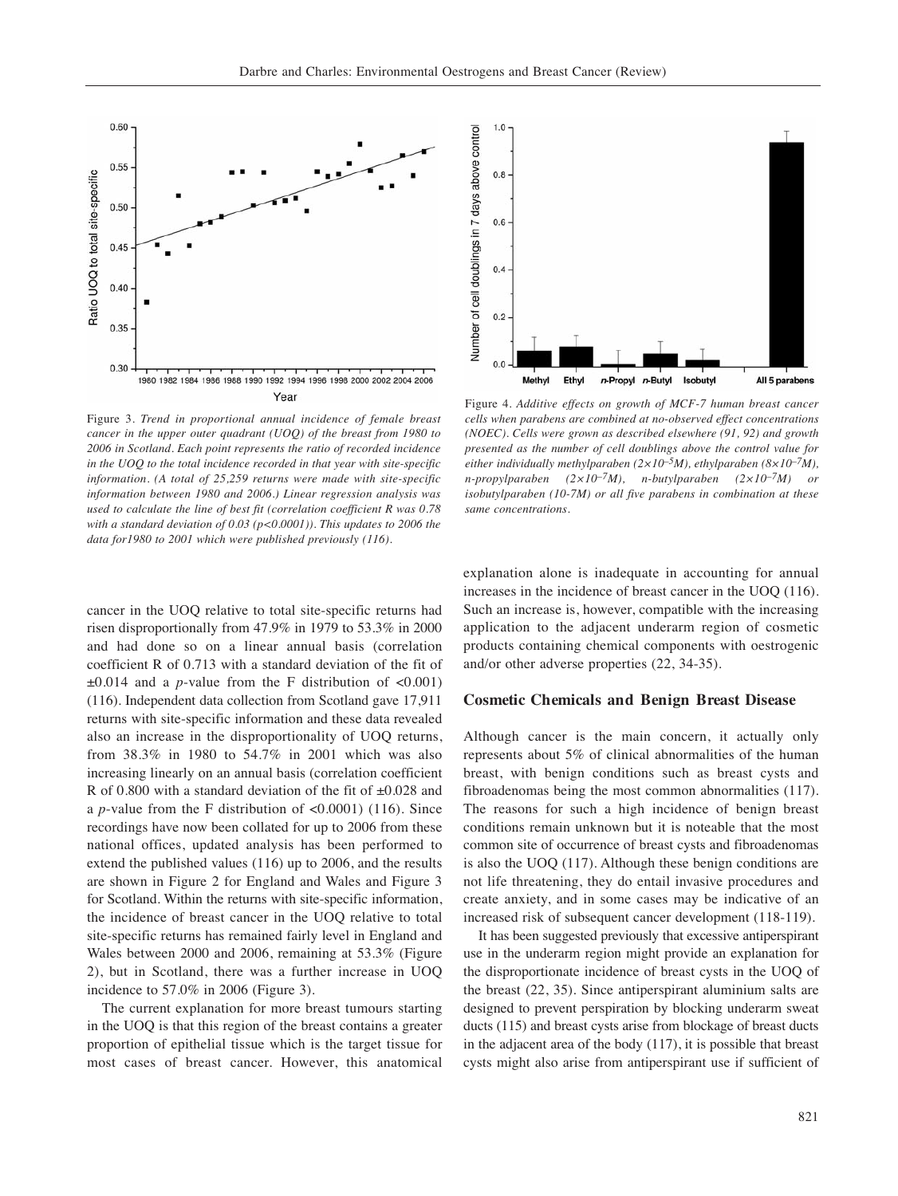Figure 3. *Trend in proportional annual incidence of female breast cancer in the upper outer quadrant (UOQ) of the breast from 1980 to 2006 in Scotland. Each point represents the ratio of recorded incidence in the UOQ to the total incidence recorded in that year with site-specific information. (A total of 25,259 returns were made with site-specific information between 1980 and 2006.) Linear regression analysis was used to calculate the line of best fit (correlation coefficient R was 0.78 with a standard deviation of 0.03 ($p$<0.0001)). This updates to 2006 the data for1980 to 2001 which were published previously (116).*

Figure 4. *Additive effects on growth of MCF-7 human breast cancer cells when parabens are combined at no-observed effect concentrations (NOEC). Cells were grown as described elsewhere (91, 92) and growth presented as the number of cell doublings above the control value for either individually methylparaben ($2\times10^{-5}$M), ethylparaben ($8\times10^{-7}$M), n-propylparaben ($2\times10^{-7}$M), n-butylparaben ($2\times10^{-7}$M) or isobutylparaben (10-7M) or all five parabens in combination at these same concentrations.*

cancer in the UOQ relative to total site-specific returns had risen disproportionally from 47.9% in 1979 to 53.3% in 2000 and had done so on a linear annual basis (correlation coefficient R of 0.713 with a standard deviation of the fit of ±0.014 and a $p$-value from the F distribution of <0.001) (116). Independent data collection from Scotland gave 17,911 returns with site-specific information and these data revealed also an increase in the disproportionality of UOQ returns, from 38.3% in 1980 to 54.7% in 2001 which was also increasing linearly on an annual basis (correlation coefficient R of 0.800 with a standard deviation of the fit of ±0.028 and a $p$-value from the F distribution of <0.0001) (116). Since recordings have now been collated for up to 2006 from these national offices, updated analysis has been performed to extend the published values (116) up to 2006, and the results are shown in Figure 2 for England and Wales and Figure 3 for Scotland. Within the returns with site-specific information, the incidence of breast cancer in the UOQ relative to total site-specific returns has remained fairly level in England and Wales between 2000 and 2006, remaining at 53.3% (Figure 2), but in Scotland, there was a further increase in UOQ incidence to 57.0% in 2006 (Figure 3).

The current explanation for more breast tumours starting in the UOQ is that this region of the breast contains a greater proportion of epithelial tissue which is the target tissue for most cases of breast cancer. However, this anatomical explanation alone is inadequate in accounting for annual increases in the incidence of breast cancer in the UOQ (116). Such an increase is, however, compatible with the increasing application to the adjacent underarm region of cosmetic products containing chemical components with oestrogenic and/or other adverse properties (22, 34-35).

## Cosmetic Chemicals and Benign Breast Disease

Although cancer is the main concern, it actually only represents about 5% of clinical abnormalities of the human breast, with benign conditions such as breast cysts and fibroadenomas being the most common abnormalities (117). The reasons for such a high incidence of benign breast conditions remain unknown but it is noteable that the most common site of occurrence of breast cysts and fibroadenomas is also the UOQ (117). Although these benign conditions are not life threatening, they do entail invasive procedures and create anxiety, and in some cases may be indicative of an increased risk of subsequent cancer development (118-119).

It has been suggested previously that excessive antiperspirant use in the underarm region might provide an explanation for the disproportionate incidence of breast cysts in the UOQ of the breast (22, 35). Since antiperspirant aluminium salts are designed to prevent perspiration by blocking underarm sweat ducts (115) and breast cysts arise from blockage of breast ducts in the adjacent area of the body (117), it is possible that breast cysts might also arise from antiperspirant use if sufficient of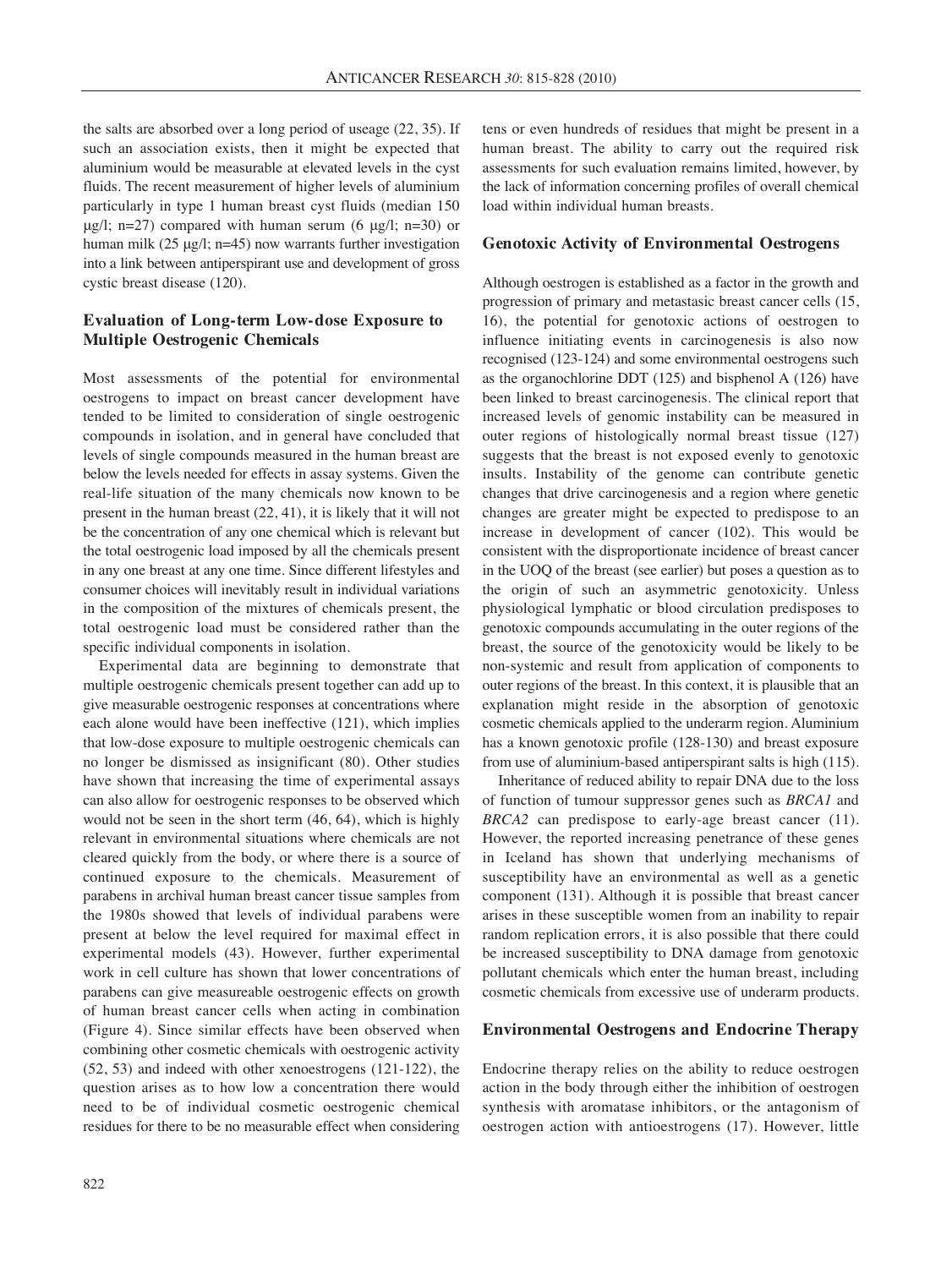the salts are absorbed over a long period of useage (22, 35). If such an association exists, then it might be expected that aluminium would be measurable at elevated levels in the cyst fluids. The recent measurement of higher levels of aluminium particularly in type 1 human breast cyst fluids (median 150 μg/l; n=27) compared with human serum (6 μg/l; n=30) or human milk (25 μg/l; n=45) now warrants further investigation into a link between antiperspirant use and development of gross cystic breast disease (120).

## Evaluation of Long-term Low-dose Exposure to Multiple Oestrogenic Chemicals

Most assessments of the potential for environmental oestrogens to impact on breast cancer development have tended to be limited to consideration of single oestrogenic compounds in isolation, and in general have concluded that levels of single compounds measured in the human breast are below the levels needed for effects in assay systems. Given the real-life situation of the many chemicals now known to be present in the human breast (22, 41), it is likely that it will not be the concentration of any one chemical which is relevant but the total oestrogenic load imposed by all the chemicals present in any one breast at any one time. Since different lifestyles and consumer choices will inevitably result in individual variations in the composition of the mixtures of chemicals present, the total oestrogenic load must be considered rather than the specific individual components in isolation.

Experimental data are beginning to demonstrate that multiple oestrogenic chemicals present together can add up to give measurable oestrogenic responses at concentrations where each alone would have been ineffective (121), which implies that low-dose exposure to multiple oestrogenic chemicals can no longer be dismissed as insignificant (80). Other studies have shown that increasing the time of experimental assays can also allow for oestrogenic responses to be observed which would not be seen in the short term (46, 64), which is highly relevant in environmental situations where chemicals are not cleared quickly from the body, or where there is a source of continued exposure to the chemicals. Measurement of parabens in archival human breast cancer tissue samples from the 1980s showed that levels of individual parabens were present at below the level required for maximal effect in experimental models (43). However, further experimental work in cell culture has shown that lower concentrations of parabens can give measureable oestrogenic effects on growth of human breast cancer cells when acting in combination (Figure 4). Since similar effects have been observed when combining other cosmetic chemicals with oestrogenic activity (52, 53) and indeed with other xenoestrogens (121-122), the question arises as to how low a concentration there would need to be of individual cosmetic oestrogenic chemical residues for there to be no measurable effect when considering tens or even hundreds of residues that might be present in a human breast. The ability to carry out the required risk assessments for such evaluation remains limited, however, by the lack of information concerning profiles of overall chemical load within individual human breasts.

## Genotoxic Activity of Environmental Oestrogens

Although oestrogen is established as a factor in the growth and progression of primary and metastasic breast cancer cells (15, 16), the potential for genotoxic actions of oestrogen to influence initiating events in carcinogenesis is also now recognised (123-124) and some environmental oestrogens such as the organochlorine DDT (125) and bisphenol A (126) have been linked to breast carcinogenesis. The clinical report that increased levels of genomic instability can be measured in outer regions of histologically normal breast tissue (127) suggests that the breast is not exposed evenly to genotoxic insults. Instability of the genome can contribute genetic changes that drive carcinogenesis and a region where genetic changes are greater might be expected to predispose to an increase in development of cancer (102). This would be consistent with the disproportionate incidence of breast cancer in the UOQ of the breast (see earlier) but poses a question as to the origin of such an asymmetric genotoxicity. Unless physiological lymphatic or blood circulation predisposes to genotoxic compounds accumulating in the outer regions of the breast, the source of the genotoxicity would be likely to be non-systemic and result from application of components to outer regions of the breast. In this context, it is plausible that an explanation might reside in the absorption of genotoxic cosmetic chemicals applied to the underarm region. Aluminium has a known genotoxic profile (128-130) and breast exposure from use of aluminium-based antiperspirant salts is high (115).

Inheritance of reduced ability to repair DNA due to the loss of function of tumour suppressor genes such as *BRCA1* and *BRCA2* can predispose to early-age breast cancer (11). However, the reported increasing penetrance of these genes in Iceland has shown that underlying mechanisms of susceptibility have an environmental as well as a genetic component (131). Although it is possible that breast cancer arises in these susceptible women from an inability to repair random replication errors, it is also possible that there could be increased susceptibility to DNA damage from genotoxic pollutant chemicals which enter the human breast, including cosmetic chemicals from excessive use of underarm products.

## Environmental Oestrogens and Endocrine Therapy

Endocrine therapy relies on the ability to reduce oestrogen action in the body through either the inhibition of oestrogen synthesis with aromatase inhibitors, or the antagonism of oestrogen action with antioestrogens (17). However, little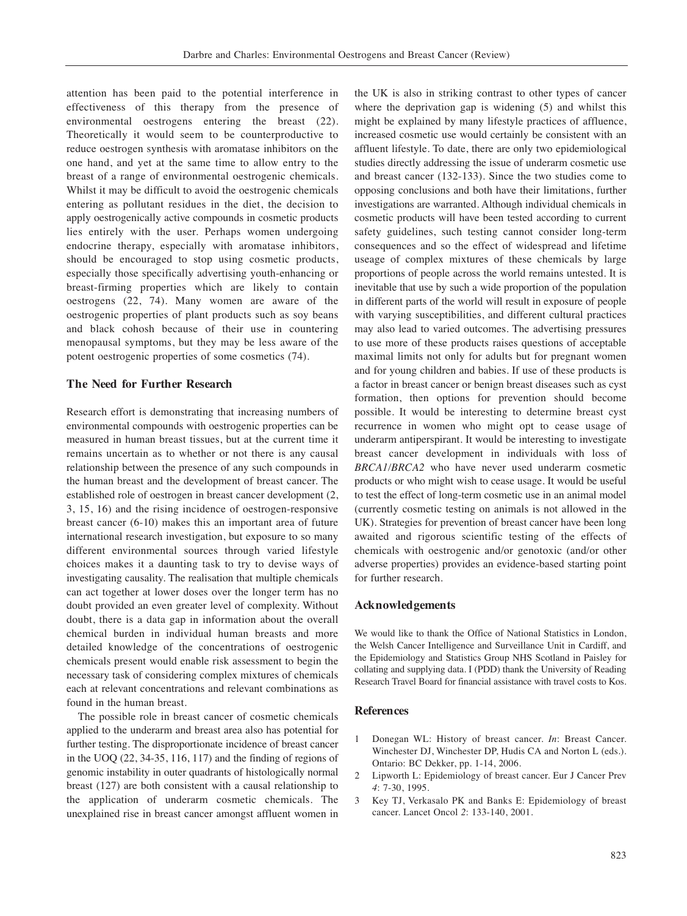attention has been paid to the potential interference in effectiveness of this therapy from the presence of environmental oestrogens entering the breast (22). Theoretically it would seem to be counterproductive to reduce oestrogen synthesis with aromatase inhibitors on the one hand, and yet at the same time to allow entry to the breast of a range of environmental oestrogenic chemicals. Whilst it may be difficult to avoid the oestrogenic chemicals entering as pollutant residues in the diet, the decision to apply oestrogenically active compounds in cosmetic products lies entirely with the user. Perhaps women undergoing endocrine therapy, especially with aromatase inhibitors, should be encouraged to stop using cosmetic products, especially those specifically advertising youth-enhancing or breast-firming properties which are likely to contain oestrogens (22, 74). Many women are aware of the oestrogenic properties of plant products such as soy beans and black cohosh because of their use in countering menopausal symptoms, but they may be less aware of the potent oestrogenic properties of some cosmetics (74).

## The Need for Further Research

Research effort is demonstrating that increasing numbers of environmental compounds with oestrogenic properties can be measured in human breast tissues, but at the current time it remains uncertain as to whether or not there is any causal relationship between the presence of any such compounds in the human breast and the development of breast cancer. The established role of oestrogen in breast cancer development (2, 3, 15, 16) and the rising incidence of oestrogen-responsive breast cancer (6-10) makes this an important area of future international research investigation, but exposure to so many different environmental sources through varied lifestyle choices makes it a daunting task to try to devise ways of investigating causality. The realisation that multiple chemicals can act together at lower doses over the longer term has no doubt provided an even greater level of complexity. Without doubt, there is a data gap in information about the overall chemical burden in individual human breasts and more detailed knowledge of the concentrations of oestrogenic chemicals present would enable risk assessment to begin the necessary task of considering complex mixtures of chemicals each at relevant concentrations and relevant combinations as found in the human breast.

The possible role in breast cancer of cosmetic chemicals applied to the underarm and breast area also has potential for further testing. The disproportionate incidence of breast cancer in the UOQ (22, 34-35, 116, 117) and the finding of regions of genomic instability in outer quadrants of histologically normal breast (127) are both consistent with a causal relationship to the application of underarm cosmetic chemicals. The unexplained rise in breast cancer amongst affluent women in the UK is also in striking contrast to other types of cancer where the deprivation gap is widening (5) and whilst this might be explained by many lifestyle practices of affluence, increased cosmetic use would certainly be consistent with an affluent lifestyle. To date, there are only two epidemiological studies directly addressing the issue of underarm cosmetic use and breast cancer (132-133). Since the two studies come to opposing conclusions and both have their limitations, further investigations are warranted. Although individual chemicals in cosmetic products will have been tested according to current safety guidelines, such testing cannot consider long-term consequences and so the effect of widespread and lifetime useage of complex mixtures of these chemicals by large proportions of people across the world remains untested. It is inevitable that use by such a wide proportion of the population in different parts of the world will result in exposure of people with varying susceptibilities, and different cultural practices may also lead to varied outcomes. The advertising pressures to use more of these products raises questions of acceptable maximal limits not only for adults but for pregnant women and for young children and babies. If use of these products is a factor in breast cancer or benign breast diseases such as cyst formation, then options for prevention should become possible. It would be interesting to determine breast cyst recurrence in women who might opt to cease usage of underarm antiperspirant. It would be interesting to investigate breast cancer development in individuals with loss of *BRCA1*/*BRCA2* who have never used underarm cosmetic products or who might wish to cease usage. It would be useful to test the effect of long-term cosmetic use in an animal model (currently cosmetic testing on animals is not allowed in the UK). Strategies for prevention of breast cancer have been long awaited and rigorous scientific testing of the effects of chemicals with oestrogenic and/or genotoxic (and/or other adverse properties) provides an evidence-based starting point for further research.

## Acknowledgements

We would like to thank the Office of National Statistics in London, the Welsh Cancer Intelligence and Surveillance Unit in Cardiff, and the Epidemiology and Statistics Group NHS Scotland in Paisley for collating and supplying data. I (PDD) thank the University of Reading Research Travel Board for financial assistance with travel costs to Kos.

## References

1. Donegan WL: History of breast cancer. *In*: Breast Cancer. Winchester DJ, Winchester DP, Hudis CA and Norton L (eds.). Ontario: BC Dekker, pp. 1-14, 2006.
2. Lipworth L: Epidemiology of breast cancer. Eur J Cancer Prev *4*: 7-30, 1995.
3. Key TJ, Verkasalo PK and Banks E: Epidemiology of breast cancer. Lancet Oncol *2*: 133-140, 2001.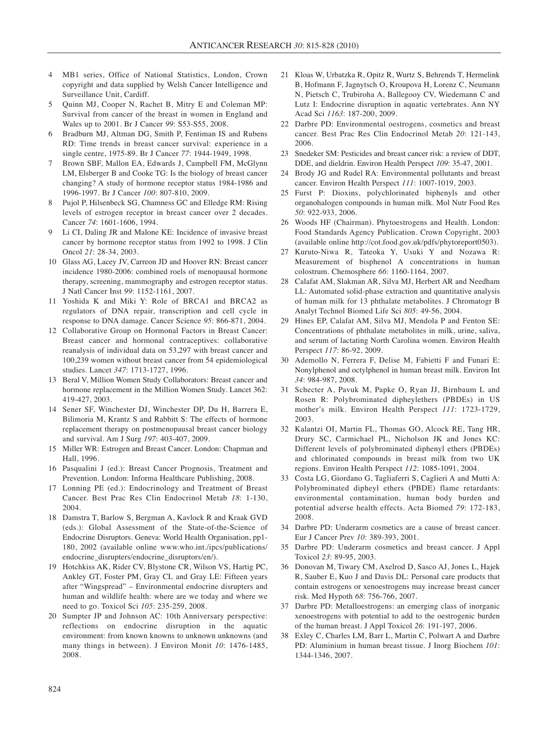4 MB1 series, Office of National Statistics, London, Crown copyright and data supplied by Welsh Cancer Intelligence and Surveillance Unit, Cardiff.
5 Quinn MJ, Cooper N, Rachet B, Mitry E and Coleman MP: Survival from cancer of the breast in women in England and Wales up to 2001. Br J Cancer *99*: S53-S55, 2008.
6 Bradburn MJ, Altman DG, Smith P, Fentiman IS and Rubens RD: Time trends in breast cancer survival: experience in a single centre, 1975-89. Br J Cancer *77*: 1944-1949, 1998.
7 Brown SBF, Mallon EA, Edwards J, Campbell FM, McGlynn LM, Elsberger B and Cooke TG: Is the biology of breast cancer changing? A study of hormone receptor status 1984-1986 and 1996-1997. Br J Cancer *100*: 807-810, 2009.
8 Pujol P, Hilsenbeck SG, Chamness GC and Elledge RM: Rising levels of estrogen receptor in breast cancer over 2 decades. Cancer *74*: 1601-1606, 1994.
9 Li CI, Daling JR and Malone KE: Incidence of invasive breast cancer by hormone receptor status from 1992 to 1998. J Clin Oncol *21*: 28-34, 2003.
10 Glass AG, Lacey JV, Carreon JD and Hoover RN: Breast cancer incidence 1980-2006: combined roels of menopausal hormone therapy, screening, mammography and estrogen receptor status. J Natl Cancer Inst *99*: 1152-1161, 2007.
11 Yoshida K and Miki Y: Role of BRCA1 and BRCA2 as regulators of DNA repair, transcription and cell cycle in response to DNA damage. Cancer Science *95*: 866-871, 2004.
12 Collaborative Group on Hormonal Factors in Breast Cancer: Breast cancer and hormonal contraceptives: collaborative reanalysis of individual data on 53,297 with breast cancer and 100,239 women without breast cancer from 54 epidemiological studies. Lancet *347*: 1713-1727, 1996.
13 Beral V, Million Women Study Collaborators: Breast cancer and hormone replacement in the Million Women Study. Lancet 362: 419-427, 2003.
14 Sener SF, Winchester DJ, Winchester DP, Du H, Barrera E, Bilimoria M, Krantz S and Rabbitt S: The effects of hormone replacement therapy on postmenopausal breast cancer biology and survival. Am J Surg *197*: 403-407, 2009.
15 Miller WR: Estrogen and Breast Cancer. London: Chapman and Hall, 1996.
16 Pasqualini J (ed.): Breast Cancer Prognosis, Treatment and Prevention. London: Informa Healthcare Publishing, 2008.
17 Lonning PE (ed.): Endocrinology and Treatment of Breast Cancer. Best Prac Res Clin Endocrinol Metab *18*: 1-130, 2004.
18 Damstra T, Barlow S, Bergman A, Kavlock R and Kraak GVD (eds.): Global Assessment of the State-of-the-Science of Endocrine Disruptors. Geneva: World Health Organisation, pp1-180, 2002 (available online www.who.int./ipcs/publications/endocrine_disrupters/endocrine_disruptors/en/).
19 Hotchkiss AK, Rider CV, Blystone CR, Wilson VS, Hartig PC, Ankley GT, Foster PM, Gray CL and Gray LE: Fifteen years after "Wingspread" – Environmental endocrine disrupters and human and wildlife health: where are we today and where we need to go. Toxicol Sci *105*: 235-259, 2008.
20 Sumpter JP and Johnson AC: 10th Anniversary perspective: reflections on endocrine disruption in the aquatic environment: from known knowns to unknown unknowns (and many things in between). J Environ Monit *10*: 1476-1485, 2008.
21 Kloas W, Urbatzka R, Opitz R, Wurtz S, Behrends T, Hermelink B, Hofmann F, Jagnytsch O, Kroupova H, Lorenz C, Neumann N, Pietsch C, Trubiroha A, Ballegooy CV, Wiedemann C and Lutz I: Endocrine disruption in aquatic vertebrates. Ann NY Acad Sci *1163*: 187-200, 2009.
22 Darbre PD: Environmental oestrogens, cosmetics and breast cancer. Best Prac Res Clin Endocrinol Metab *20*: 121-143, 2006.
23 Snedeker SM: Pesticides and breast cancer risk: a review of DDT, DDE, and dieldrin. Environ Health Perspect *109*: 35-47, 2001.
24 Brody JG and Rudel RA: Environmental pollutants and breast cancer. Environ Health Perspect *111*: 1007-1019, 2003.
25 Furst P: Dioxins, polychlorinated biphenyls and other organohalogen compounds in human milk. Mol Nutr Food Res *50*: 922-933, 2006.
26 Woods HF (Chairman). Phytoestrogens and Health. London: Food Standards Agency Publication. Crown Copyright, 2003 (available online http://cot.food.gov.uk/pdfs/phytoreport0503).
27 Kuruto-Niwa R, Tateoka Y, Usuki Y and Nozawa R: Measurement of bisphenol A concentrations in human colostrum. Chemosphere *66*: 1160-1164, 2007.
28 Calafat AM, Slakman AR, Silva MJ, Herbert AR and Needham LL: Automated solid-phase extraction and quantitative analysis of human milk for 13 phthalate metabolites. J Chromatogr B Analyt Technol Biomed Life Sci *805*: 49-56, 2004.
29 Hines EP, Calafat AM, Silva MJ, Mendola P and Fenton SE: Concentrations of phthalate metabolites in milk, urine, saliva, and serum of lactating North Carolina women. Environ Health Perspect *117*: 86-92, 2009.
30 Ademollo N, Ferrera F, Delise M, Fabietti F and Funari E: Nonylphenol and octylphenol in human breast milk. Environ Int *34*: 984-987, 2008.
31 Schecter A, Pavuk M, Papke O, Ryan JJ, Birnbaum L and Rosen R: Polybrominated dipheylethers (PBDEs) in US mother's milk. Environ Health Perspect *111*: 1723-1729, 2003.
32 Kalantzi OI, Martin FL, Thomas GO, Alcock RE, Tang HR, Drury SC, Carmichael PL, Nicholson JK and Jones KC: Different levels of polybrominated diphenyl ethers (PBDEs) and chlorinated compounds in breast milk from two UK regions. Environ Health Perspect *112*: 1085-1091, 2004.
33 Costa LG, Giordano G, Tagliaferri S, Caglieri A and Mutti A: Polybrominated dipheyl ethers (PBDE) flame retardants: environmental contamination, human body burden and potential adverse health effects. Acta Biomed *79*: 172-183, 2008.
34 Darbre PD: Underarm cosmetics are a cause of breast cancer. Eur J Cancer Prev *10*: 389-393, 2001.
35 Darbre PD: Underarm cosmetics and breast cancer. J Appl Toxicol *23*: 89-95, 2003.
36 Donovan M, Tiwary CM, Axelrod D, Sasco AJ, Jones L, Hajek R, Sauber E, Kuo J and Davis DL: Personal care products that contain estrogens or xenoestrogens may increase breast cancer risk. Med Hypoth *68*: 756-766, 2007.
37 Darbre PD: Metalloestrogens: an emerging class of inorganic xenoestrogens with potential to add to the oestrogenic burden of the human breast. J Appl Toxicol *26*: 191-197, 2006.
38 Exley C, Charles LM, Barr L, Martin C, Polwart A and Darbre PD: Aluminium in human breast tissue. J Inorg Biochem *101*: 1344-1346, 2007.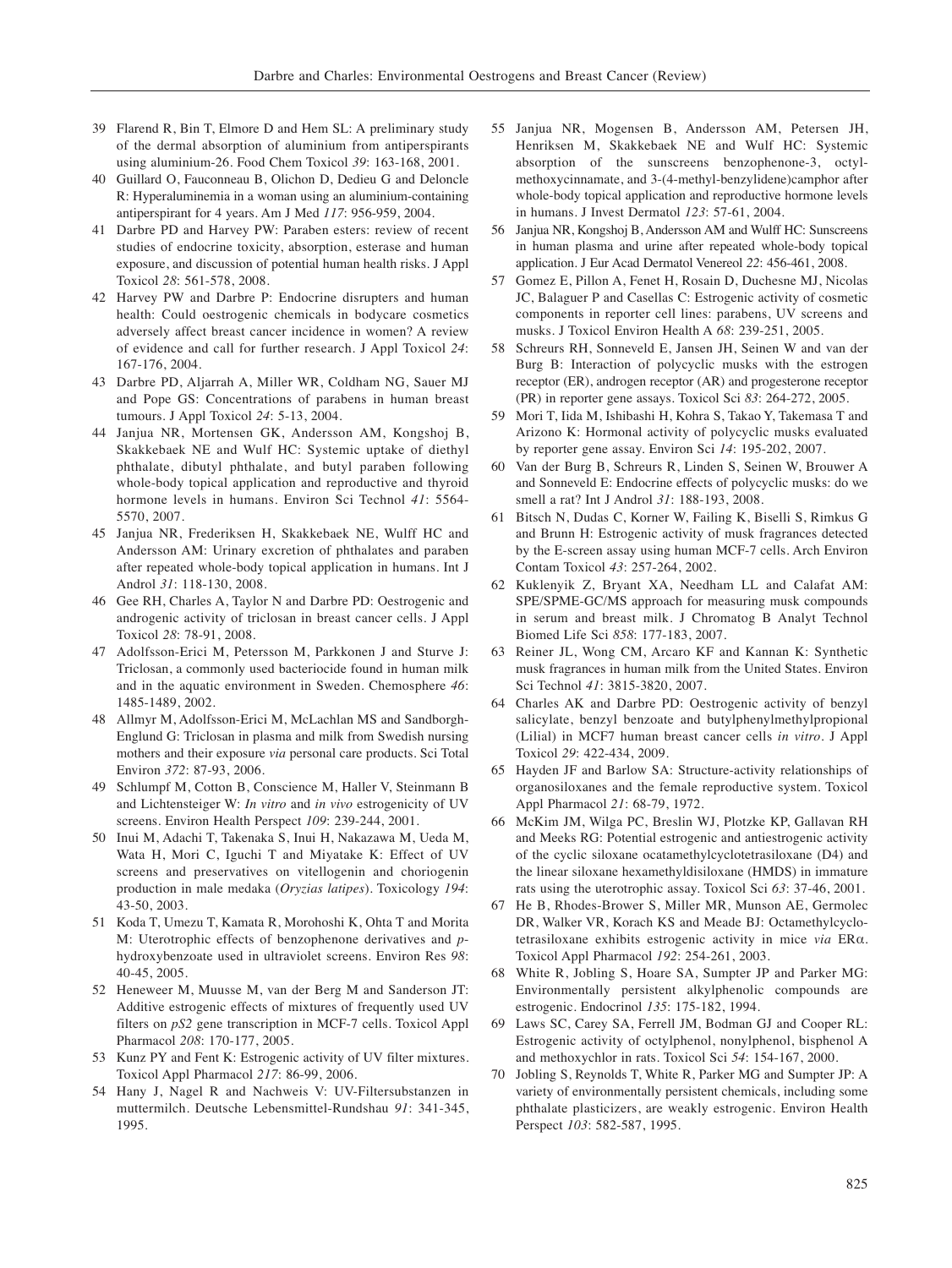39 Flarend R, Bin T, Elmore D and Hem SL: A preliminary study of the dermal absorption of aluminium from antiperspirants using aluminium-26. Food Chem Toxicol *39*: 163-168, 2001.

40 Guillard O, Fauconneau B, Olichon D, Dedieu G and Deloncle R: Hyperaluminemia in a woman using an aluminium-containing antiperspirant for 4 years. Am J Med *117*: 956-959, 2004.

41 Darbre PD and Harvey PW: Paraben esters: review of recent studies of endocrine toxicity, absorption, esterase and human exposure, and discussion of potential human health risks. J Appl Toxicol *28*: 561-578, 2008.

42 Harvey PW and Darbre P: Endocrine disrupters and human health: Could oestrogenic chemicals in bodycare cosmetics adversely affect breast cancer incidence in women? A review of evidence and call for further research. J Appl Toxicol *24*: 167-176, 2004.

43 Darbre PD, Aljarrah A, Miller WR, Coldham NG, Sauer MJ and Pope GS: Concentrations of parabens in human breast tumours. J Appl Toxicol *24*: 5-13, 2004.

44 Janjua NR, Mortensen GK, Andersson AM, Kongshoj B, Skakkebaek NE and Wulf HC: Systemic uptake of diethyl phthalate, dibutyl phthalate, and butyl paraben following whole-body topical application and reproductive and thyroid hormone levels in humans. Environ Sci Technol *41*: 5564-5570, 2007.

45 Janjua NR, Frederiksen H, Skakkebaek NE, Wulff HC and Andersson AM: Urinary excretion of phthalates and paraben after repeated whole-body topical application in humans. Int J Androl *31*: 118-130, 2008.

46 Gee RH, Charles A, Taylor N and Darbre PD: Oestrogenic and androgenic activity of triclosan in breast cancer cells. J Appl Toxicol *28*: 78-91, 2008.

47 Adolfsson-Erici M, Petersson M, Parkkonen J and Sturve J: Triclosan, a commonly used bacteriocide found in human milk and in the aquatic environment in Sweden. Chemosphere *46*: 1485-1489, 2002.

48 Allmyr M, Adolfsson-Erici M, McLachlan MS and Sandborgh-Englund G: Triclosan in plasma and milk from Swedish nursing mothers and their exposure *via* personal care products. Sci Total Environ *372*: 87-93, 2006.

49 Schlumpf M, Cotton B, Conscience M, Haller V, Steinmann B and Lichtensteiger W: *In vitro* and *in vivo* estrogenicity of UV screens. Environ Health Perspect *109*: 239-244, 2001.

50 Inui M, Adachi T, Takenaka S, Inui H, Nakazawa M, Ueda M, Wata H, Mori C, Iguchi T and Miyatake K: Effect of UV screens and preservatives on vitellogenin and choriogenin production in male medaka (*Oryzias latipes*). Toxicology *194*: 43-50, 2003.

51 Koda T, Umezu T, Kamata R, Morohoshi K, Ohta T and Morita M: Uterotrophic effects of benzophenone derivatives and *p*-hydroxybenzoate used in ultraviolet screens. Environ Res *98*: 40-45, 2005.

52 Heneweer M, Muusse M, van der Berg M and Sanderson JT: Additive estrogenic effects of mixtures of frequently used UV filters on *pS2* gene transcription in MCF-7 cells. Toxicol Appl Pharmacol *208*: 170-177, 2005.

53 Kunz PY and Fent K: Estrogenic activity of UV filter mixtures. Toxicol Appl Pharmacol *217*: 86-99, 2006.

54 Hany J, Nagel R and Nachweis V: UV-Filtersubstanzen in muttermilch. Deutsche Lebensmittel-Rundshau *91*: 341-345, 1995.

55 Janjua NR, Mogensen B, Andersson AM, Petersen JH, Henriksen M, Skakkebaek NE and Wulf HC: Systemic absorption of the sunscreens benzophenone-3, octyl-methoxycinnamate, and 3-(4-methyl-benzylidene)camphor after whole-body topical application and reproductive hormone levels in humans. J Invest Dermatol *123*: 57-61, 2004.

56 Janjua NR, Kongshoj B, Andersson AM and Wulff HC: Sunscreens in human plasma and urine after repeated whole-body topical application. J Eur Acad Dermatol Venereol *22*: 456-461, 2008.

57 Gomez E, Pillon A, Fenet H, Rosain D, Duchesne MJ, Nicolas JC, Balaguer P and Casellas C: Estrogenic activity of cosmetic components in reporter cell lines: parabens, UV screens and musks. J Toxicol Environ Health A *68*: 239-251, 2005.

58 Schreurs RH, Sonneveld E, Jansen JH, Seinen W and van der Burg B: Interaction of polycyclic musks with the estrogen receptor (ER), androgen receptor (AR) and progesterone receptor (PR) in reporter gene assays. Toxicol Sci *83*: 264-272, 2005.

59 Mori T, Iida M, Ishibashi H, Kohra S, Takao Y, Takemasa T and Arizono K: Hormonal activity of polycyclic musks evaluated by reporter gene assay. Environ Sci *14*: 195-202, 2007.

60 Van der Burg B, Schreurs R, Linden S, Seinen W, Brouwer A and Sonneveld E: Endocrine effects of polycyclic musks: do we smell a rat? Int J Androl *31*: 188-193, 2008.

61 Bitsch N, Dudas C, Korner W, Failing K, Biselli S, Rimkus G and Brunn H: Estrogenic activity of musk fragrances detected by the E-screen assay using human MCF-7 cells. Arch Environ Contam Toxicol *43*: 257-264, 2002.

62 Kuklenyik Z, Bryant XA, Needham LL and Calafat AM: SPE/SPME-GC/MS approach for measuring musk compounds in serum and breast milk. J Chromatog B Analyt Technol Biomed Life Sci *858*: 177-183, 2007.

63 Reiner JL, Wong CM, Arcaro KF and Kannan K: Synthetic musk fragrances in human milk from the United States. Environ Sci Technol *41*: 3815-3820, 2007.

64 Charles AK and Darbre PD: Oestrogenic activity of benzyl salicylate, benzyl benzoate and butylphenylmethylpropional (Lilial) in MCF7 human breast cancer cells *in vitro*. J Appl Toxicol *29*: 422-434, 2009.

65 Hayden JF and Barlow SA: Structure-activity relationships of organosiloxanes and the female reproductive system. Toxicol Appl Pharmacol *21*: 68-79, 1972.

66 McKim JM, Wilga PC, Breslin WJ, Plotzke KP, Gallavan RH and Meeks RG: Potential estrogenic and antiestrogenic activity of the cyclic siloxane ocatamethylcyclotetrasiloxane (D4) and the linear siloxane hexamethyldisiloxane (HMDS) in immature rats using the uterotrophic assay. Toxicol Sci *63*: 37-46, 2001.

67 He B, Rhodes-Brower S, Miller MR, Munson AE, Germolec DR, Walker VR, Korach KS and Meade BJ: Octamethylcyclotetrasiloxane exhibits estrogenic activity in mice *via* ERα. Toxicol Appl Pharmacol *192*: 254-261, 2003.

68 White R, Jobling S, Hoare SA, Sumpter JP and Parker MG: Environmentally persistent alkylphenolic compounds are estrogenic. Endocrinol *135*: 175-182, 1994.

69 Laws SC, Carey SA, Ferrell JM, Bodman GJ and Cooper RL: Estrogenic activity of octylphenol, nonylphenol, bisphenol A and methoxychlor in rats. Toxicol Sci *54*: 154-167, 2000.

70 Jobling S, Reynolds T, White R, Parker MG and Sumpter JP: A variety of environmentally persistent chemicals, including some phthalate plasticizers, are weakly estrogenic. Environ Health Perspect *103*: 582-587, 1995.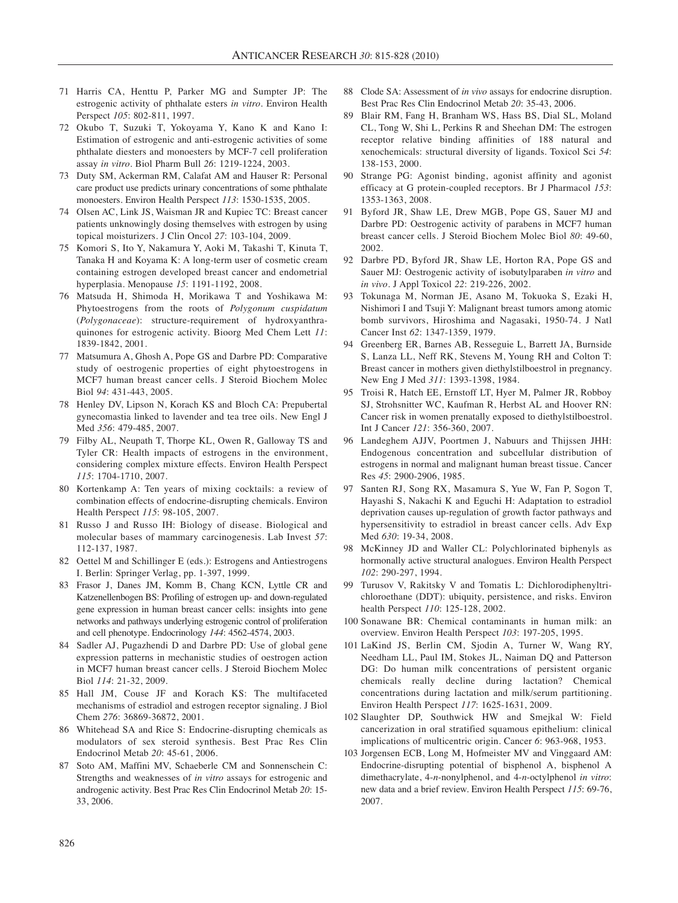71 Harris CA, Henttu P, Parker MG and Sumpter JP: The estrogenic activity of phthalate esters *in vitro*. Environ Health Perspect *105*: 802-811, 1997.

72 Okubo T, Suzuki T, Yokoyama Y, Kano K and Kano I: Estimation of estrogenic and anti-estrogenic activities of some phthalate diesters and monoesters by MCF-7 cell proliferation assay *in vitro*. Biol Pharm Bull *26*: 1219-1224, 2003.

73 Duty SM, Ackerman RM, Calafat AM and Hauser R: Personal care product use predicts urinary concentrations of some phthalate monoesters. Environ Health Perspect *113*: 1530-1535, 2005.

74 Olsen AC, Link JS, Waisman JR and Kupiec TC: Breast cancer patients unknowingly dosing themselves with estrogen by using topical moisturizers. J Clin Oncol *27*: 103-104, 2009.

75 Komori S, Ito Y, Nakamura Y, Aoki M, Takashi T, Kinuta T, Tanaka H and Koyama K: A long-term user of cosmetic cream containing estrogen developed breast cancer and endometrial hyperplasia. Menopause *15*: 1191-1192, 2008.

76 Matsuda H, Shimoda H, Morikawa T and Yoshikawa M: Phytoestrogens from the roots of *Polygonum cuspidatum* (*Polygonaceae*): structure-requirement of hydroxyanthraquinones for estrogenic activity. Bioorg Med Chem Lett *11*: 1839-1842, 2001.

77 Matsumura A, Ghosh A, Pope GS and Darbre PD: Comparative study of oestrogenic properties of eight phytoestrogens in MCF7 human breast cancer cells. J Steroid Biochem Molec Biol *94*: 431-443, 2005.

78 Henley DV, Lipson N, Korach KS and Bloch CA: Prepubertal gynecomastia linked to lavender and tea tree oils. New Engl J Med *356*: 479-485, 2007.

79 Filby AL, Neupath T, Thorpe KL, Owen R, Galloway TS and Tyler CR: Health impacts of estrogens in the environment, considering complex mixture effects. Environ Health Perspect *115*: 1704-1710, 2007.

80 Kortenkamp A: Ten years of mixing cocktails: a review of combination effects of endocrine-disrupting chemicals. Environ Health Perspect *115*: 98-105, 2007.

81 Russo J and Russo IH: Biology of disease. Biological and molecular bases of mammary carcinogenesis. Lab Invest *57*: 112-137, 1987.

82 Oettel M and Schillinger E (eds.): Estrogens and Antiestrogens I. Berlin: Springer Verlag, pp. 1-397, 1999.

83 Frasor J, Danes JM, Komm B, Chang KCN, Lyttle CR and Katzenellenbogen BS: Profiling of estrogen up- and down-regulated gene expression in human breast cancer cells: insights into gene networks and pathways underlying estrogenic control of proliferation and cell phenotype. Endocrinology *144*: 4562-4574, 2003.

84 Sadler AJ, Pugazhendi D and Darbre PD: Use of global gene expression patterns in mechanistic studies of oestrogen action in MCF7 human breast cancer cells. J Steroid Biochem Molec Biol *114*: 21-32, 2009.

85 Hall JM, Couse JF and Korach KS: The multifaceted mechanisms of estradiol and estrogen receptor signaling. J Biol Chem *276*: 36869-36872, 2001.

86 Whitehead SA and Rice S: Endocrine-disrupting chemicals as modulators of sex steroid synthesis. Best Prac Res Clin Endocrinol Metab *20*: 45-61, 2006.

87 Soto AM, Maffini MV, Schaeberle CM and Sonnenschein C: Strengths and weaknesses of *in vitro* assays for estrogenic and androgenic activity. Best Prac Res Clin Endocrinol Metab *20*: 15-33, 2006.

88 Clode SA: Assessment of *in vivo* assays for endocrine disruption. Best Prac Res Clin Endocrinol Metab *20*: 35-43, 2006.

89 Blair RM, Fang H, Branham WS, Hass BS, Dial SL, Moland CL, Tong W, Shi L, Perkins R and Sheehan DM: The estrogen receptor relative binding affinities of 188 natural and xenochemicals: structural diversity of ligands. Toxicol Sci *54*: 138-153, 2000.

90 Strange PG: Agonist binding, agonist affinity and agonist efficacy at G protein-coupled receptors. Br J Pharmacol *153*: 1353-1363, 2008.

91 Byford JR, Shaw LE, Drew MGB, Pope GS, Sauer MJ and Darbre PD: Oestrogenic activity of parabens in MCF7 human breast cancer cells. J Steroid Biochem Molec Biol *80*: 49-60, 2002.

92 Darbre PD, Byford JR, Shaw LE, Horton RA, Pope GS and Sauer MJ: Oestrogenic activity of isobutylparaben *in vitro* and *in vivo*. J Appl Toxicol *22*: 219-226, 2002.

93 Tokunaga M, Norman JE, Asano M, Tokuoka S, Ezaki H, Nishimori I and Tsuji Y: Malignant breast tumors among atomic bomb survivors, Hiroshima and Nagasaki, 1950-74. J Natl Cancer Inst *62*: 1347-1359, 1979.

94 Greenberg ER, Barnes AB, Resseguie L, Barrett JA, Burnside S, Lanza LL, Neff RK, Stevens M, Young RH and Colton T: Breast cancer in mothers given diethylstilboestrol in pregnancy. New Eng J Med *311*: 1393-1398, 1984.

95 Troisi R, Hatch EE, Ernstoff LT, Hyer M, Palmer JR, Robboy SJ, Strohsnitter WC, Kaufman R, Herbst AL and Hoover RN: Cancer risk in women prenatally exposed to diethylstilboestrol. Int J Cancer *121*: 356-360, 2007.

96 Landeghem AJJV, Poortmen J, Nabuurs and Thijssen JHH: Endogenous concentration and subcellular distribution of estrogens in normal and malignant human breast tissue. Cancer Res *45*: 2900-2906, 1985.

97 Santen RJ, Song RX, Masamura S, Yue W, Fan P, Sogon T, Hayashi S, Nakachi K and Eguchi H: Adaptation to estradiol deprivation causes up-regulation of growth factor pathways and hypersensitivity to estradiol in breast cancer cells. Adv Exp Med *630*: 19-34, 2008.

98 McKinney JD and Waller CL: Polychlorinated biphenyls as hormonally active structural analogues. Environ Health Perspect *102*: 290-297, 1994.

99 Turusov V, Rakitsky V and Tomatis L: Dichlorodiphenyltrichloroethane (DDT): ubiquity, persistence, and risks. Environ health Perspect *110*: 125-128, 2002.

100 Sonawane BR: Chemical contaminants in human milk: an overview. Environ Health Perspect *103*: 197-205, 1995.

101 LaKind JS, Berlin CM, Sjodin A, Turner W, Wang RY, Needham LL, Paul IM, Stokes JL, Naiman DQ and Patterson DG: Do human milk concentrations of persistent organic chemicals really decline during lactation? Chemical concentrations during lactation and milk/serum partitioning. Environ Health Perspect *117*: 1625-1631, 2009.

102 Slaughter DP, Southwick HW and Smejkal W: Field cancerization in oral stratified squamous epithelium: clinical implications of multicentric origin. Cancer *6*: 963-968, 1953.

103 Jorgensen ECB, Long M, Hofmeister MV and Vinggaard AM: Endocrine-disrupting potential of bisphenol A, bisphenol A dimethacrylate, 4-*n*-nonylphenol, and 4-*n*-octylphenol *in vitro*: new data and a brief review. Environ Health Perspect *115*: 69-76, 2007.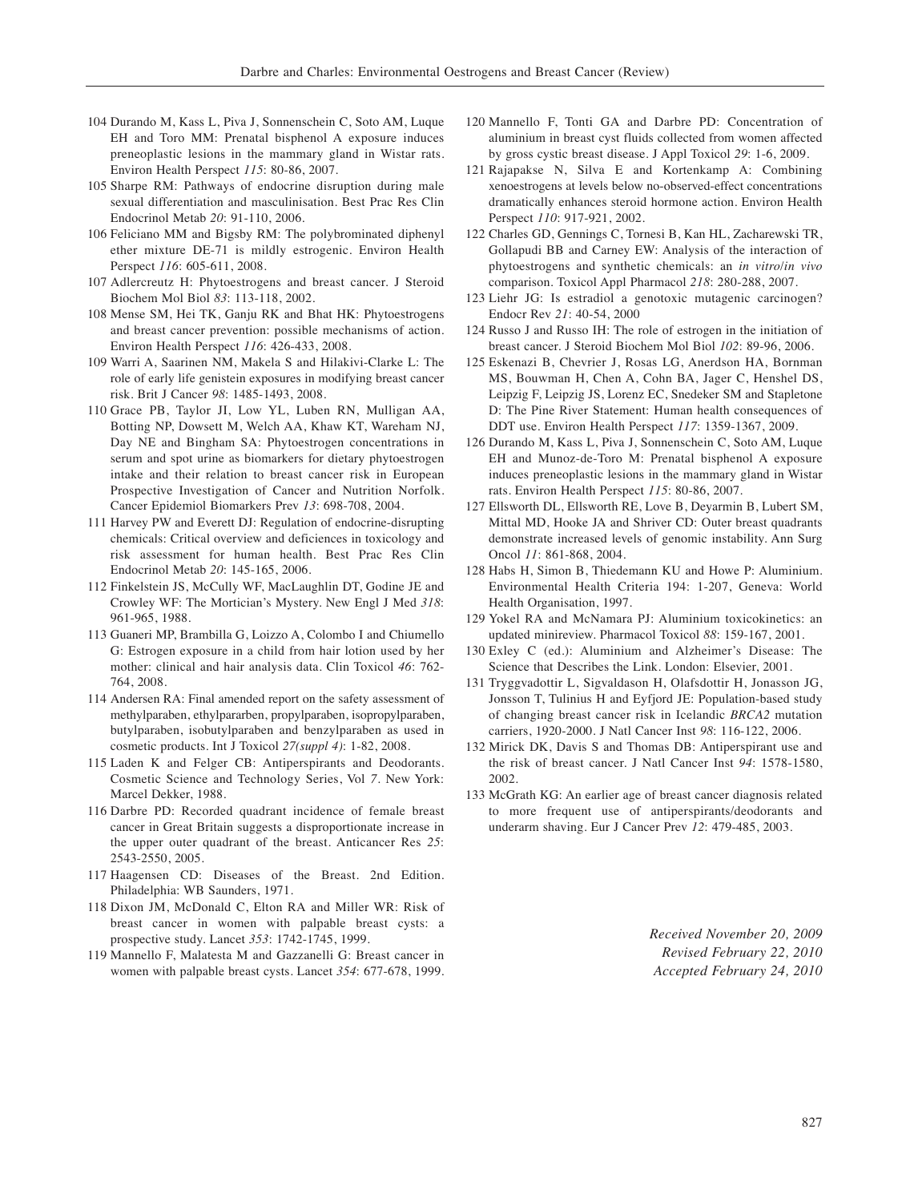104 Durando M, Kass L, Piva J, Sonnenschein C, Soto AM, Luque EH and Toro MM: Prenatal bisphenol A exposure induces preneoplastic lesions in the mammary gland in Wistar rats. Environ Health Perspect *115*: 80-86, 2007.

105 Sharpe RM: Pathways of endocrine disruption during male sexual differentiation and masculinisation. Best Prac Res Clin Endocrinol Metab *20*: 91-110, 2006.

106 Feliciano MM and Bigsby RM: The polybrominated diphenyl ether mixture DE-71 is mildly estrogenic. Environ Health Perspect *116*: 605-611, 2008.

107 Adlercreutz H: Phytoestrogens and breast cancer. J Steroid Biochem Mol Biol *83*: 113-118, 2002.

108 Mense SM, Hei TK, Ganju RK and Bhat HK: Phytoestrogens and breast cancer prevention: possible mechanisms of action. Environ Health Perspect *116*: 426-433, 2008.

109 Warri A, Saarinen NM, Makela S and Hilakivi-Clarke L: The role of early life genistein exposures in modifying breast cancer risk. Brit J Cancer *98*: 1485-1493, 2008.

110 Grace PB, Taylor JI, Low YL, Luben RN, Mulligan AA, Botting NP, Dowsett M, Welch AA, Khaw KT, Wareham NJ, Day NE and Bingham SA: Phytoestrogen concentrations in serum and spot urine as biomarkers for dietary phytoestrogen intake and their relation to breast cancer risk in European Prospective Investigation of Cancer and Nutrition Norfolk. Cancer Epidemiol Biomarkers Prev *13*: 698-708, 2004.

111 Harvey PW and Everett DJ: Regulation of endocrine-disrupting chemicals: Critical overview and deficiences in toxicology and risk assessment for human health. Best Prac Res Clin Endocrinol Metab *20*: 145-165, 2006.

112 Finkelstein JS, McCully WF, MacLaughlin DT, Godine JE and Crowley WF: The Mortician's Mystery. New Engl J Med *318*: 961-965, 1988.

113 Guaneri MP, Brambilla G, Loizzo A, Colombo I and Chiumello G: Estrogen exposure in a child from hair lotion used by her mother: clinical and hair analysis data. Clin Toxicol *46*: 762-764, 2008.

114 Andersen RA: Final amended report on the safety assessment of methylparaben, ethylpararben, propylparaben, isopropylparaben, butylparaben, isobutylparaben and benzylparaben as used in cosmetic products. Int J Toxicol *27(suppl 4)*: 1-82, 2008.

115 Laden K and Felger CB: Antiperspirants and Deodorants. Cosmetic Science and Technology Series, Vol *7*. New York: Marcel Dekker, 1988.

116 Darbre PD: Recorded quadrant incidence of female breast cancer in Great Britain suggests a disproportionate increase in the upper outer quadrant of the breast. Anticancer Res *25*: 2543-2550, 2005.

117 Haagensen CD: Diseases of the Breast. 2nd Edition. Philadelphia: WB Saunders, 1971.

118 Dixon JM, McDonald C, Elton RA and Miller WR: Risk of breast cancer in women with palpable breast cysts: a prospective study. Lancet *353*: 1742-1745, 1999.

119 Mannello F, Malatesta M and Gazzanelli G: Breast cancer in women with palpable breast cysts. Lancet *354*: 677-678, 1999.

120 Mannello F, Tonti GA and Darbre PD: Concentration of aluminium in breast cyst fluids collected from women affected by gross cystic breast disease. J Appl Toxicol *29*: 1-6, 2009.

121 Rajapakse N, Silva E and Kortenkamp A: Combining xenoestrogens at levels below no-observed-effect concentrations dramatically enhances steroid hormone action. Environ Health Perspect *110*: 917-921, 2002.

122 Charles GD, Gennings C, Tornesi B, Kan HL, Zacharewski TR, Gollapudi BB and Carney EW: Analysis of the interaction of phytoestrogens and synthetic chemicals: an *in vitro*/*in vivo* comparison. Toxicol Appl Pharmacol *218*: 280-288, 2007.

123 Liehr JG: Is estradiol a genotoxic mutagenic carcinogen? Endocr Rev *21*: 40-54, 2000

124 Russo J and Russo IH: The role of estrogen in the initiation of breast cancer. J Steroid Biochem Mol Biol *102*: 89-96, 2006.

125 Eskenazi B, Chevrier J, Rosas LG, Anerdson HA, Bornman MS, Bouwman H, Chen A, Cohn BA, Jager C, Henshel DS, Leipzig F, Leipzig JS, Lorenz EC, Snedeker SM and Stapletone D: The Pine River Statement: Human health consequences of DDT use. Environ Health Perspect *117*: 1359-1367, 2009.

126 Durando M, Kass L, Piva J, Sonnenschein C, Soto AM, Luque EH and Munoz-de-Toro M: Prenatal bisphenol A exposure induces preneoplastic lesions in the mammary gland in Wistar rats. Environ Health Perspect *115*: 80-86, 2007.

127 Ellsworth DL, Ellsworth RE, Love B, Deyarmin B, Lubert SM, Mittal MD, Hooke JA and Shriver CD: Outer breast quadrants demonstrate increased levels of genomic instability. Ann Surg Oncol *11*: 861-868, 2004.

128 Habs H, Simon B, Thiedemann KU and Howe P: Aluminium. Environmental Health Criteria 194: 1-207, Geneva: World Health Organisation, 1997.

129 Yokel RA and McNamara PJ: Aluminium toxicokinetics: an updated minireview. Pharmacol Toxicol *88*: 159-167, 2001.

130 Exley C (ed.): Aluminium and Alzheimer's Disease: The Science that Describes the Link. London: Elsevier, 2001.

131 Tryggvadottir L, Sigvaldason H, Olafsdottir H, Jonasson JG, Jonsson T, Tulinius H and Eyfjord JE: Population-based study of changing breast cancer risk in Icelandic *BRCA2* mutation carriers, 1920-2000. J Natl Cancer Inst *98*: 116-122, 2006.

132 Mirick DK, Davis S and Thomas DB: Antiperspirant use and the risk of breast cancer. J Natl Cancer Inst *94*: 1578-1580, 2002.

133 McGrath KG: An earlier age of breast cancer diagnosis related to more frequent use of antiperspirants/deodorants and underarm shaving. Eur J Cancer Prev *12*: 479-485, 2003.

*Received November 20, 2009*
*Revised February 22, 2010*
*Accepted February 24, 2010*